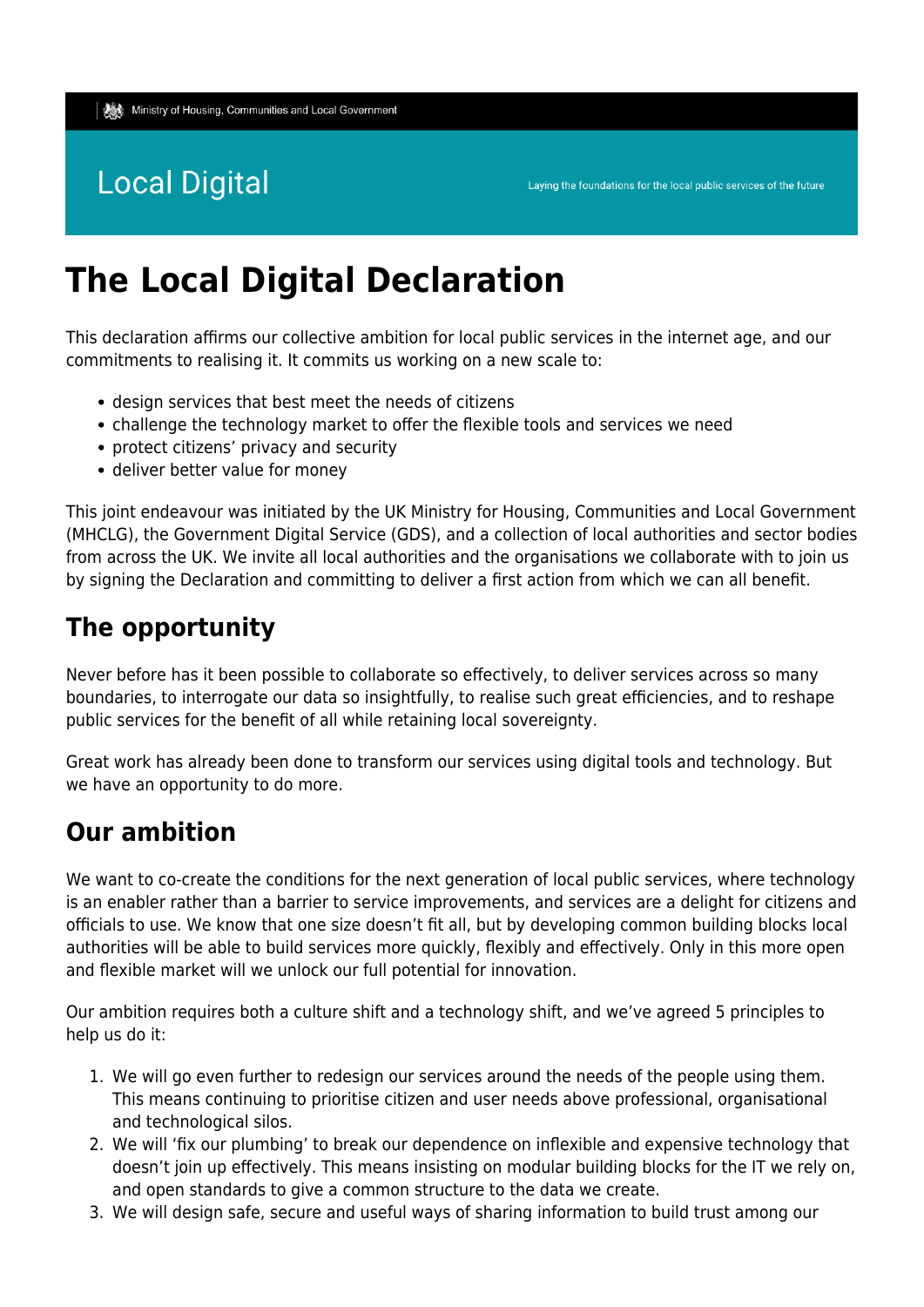Ministry of Housing, Communities and Local Government

# Local Digital

Laying the foundations for the local public services of the future

# The Local Digital Declaration

This declaration affirms our collective ambition for local public services in the internet age, and our commitments to realising it. It commits us working on a new scale to:

- design services that best meet the needs of citizens
- challenge the technology market to offer the flexible tools and services we need
- protect citizens' privacy and security
- deliver better value for money

This joint endeavour was initiated by the UK Ministry for Housing, Communities and Local Government (MHCLG), the Government Digital Service (GDS), and a collection of local authorities and sector bodies from across the UK. We invite all local authorities and the organisations we collaborate with to join us by signing the Declaration and committing to deliver a first action from which we can all benefit.

## The opportunity

Never before has it been possible to collaborate so effectively, to deliver services across so many boundaries, to interrogate our data so insightfully, to realise such great efficiencies, and to reshape public services for the benefit of all while retaining local sovereignty.

Great work has already been done to transform our services using digital tools and technology. But we have an opportunity to do more.

## Our ambition

We want to co-create the conditions for the next generation of local public services, where technology is an enabler rather than a barrier to service improvements, and services are a delight for citizens and officials to use. We know that one size doesn't fit all, but by developing common building blocks local authorities will be able to build services more quickly, flexibly and effectively. Only in this more open and flexible market will we unlock our full potential for innovation.

Our ambition requires both a culture shift and a technology shift, and we've agreed 5 principles to help us do it:

1. We will go even further to redesign our services around the needs of the people using them. This means continuing to prioritise citizen and user needs above professional, organisational and technological silos.
2. We will 'fix our plumbing' to break our dependence on inflexible and expensive technology that doesn't join up effectively. This means insisting on modular building blocks for the IT we rely on, and open standards to give a common structure to the data we create.
3. We will design safe, secure and useful ways of sharing information to build trust among our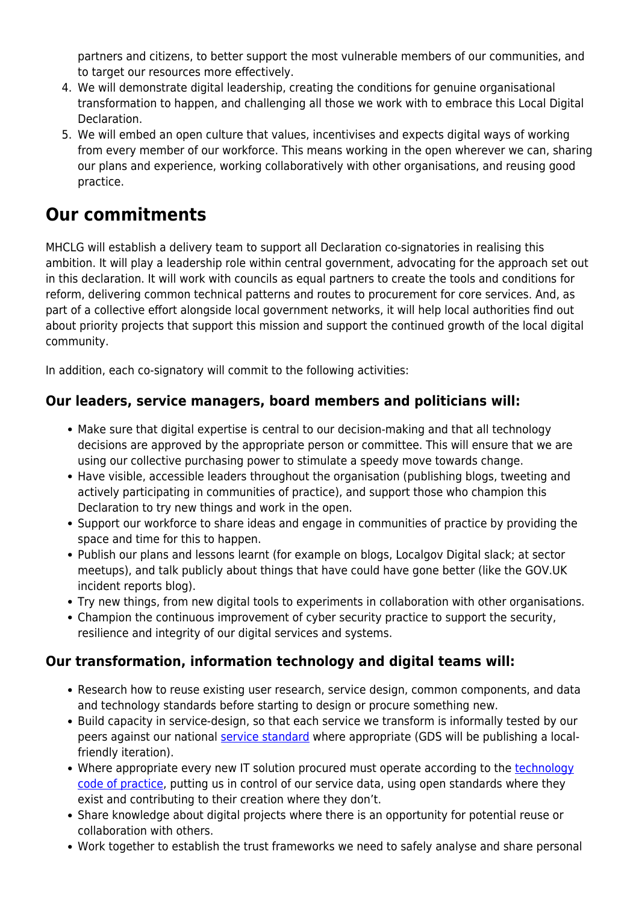partners and citizens, to better support the most vulnerable members of our communities, and to target our resources more effectively.

4. We will demonstrate digital leadership, creating the conditions for genuine organisational transformation to happen, and challenging all those we work with to embrace this Local Digital Declaration.
5. We will embed an open culture that values, incentivises and expects digital ways of working from every member of our workforce. This means working in the open wherever we can, sharing our plans and experience, working collaboratively with other organisations, and reusing good practice.

## Our commitments

MHCLG will establish a delivery team to support all Declaration co-signatories in realising this ambition. It will play a leadership role within central government, advocating for the approach set out in this declaration. It will work with councils as equal partners to create the tools and conditions for reform, delivering common technical patterns and routes to procurement for core services. And, as part of a collective effort alongside local government networks, it will help local authorities find out about priority projects that support this mission and support the continued growth of the local digital community.

In addition, each co-signatory will commit to the following activities:

### Our leaders, service managers, board members and politicians will:

- Make sure that digital expertise is central to our decision-making and that all technology decisions are approved by the appropriate person or committee. This will ensure that we are using our collective purchasing power to stimulate a speedy move towards change.
- Have visible, accessible leaders throughout the organisation (publishing blogs, tweeting and actively participating in communities of practice), and support those who champion this Declaration to try new things and work in the open.
- Support our workforce to share ideas and engage in communities of practice by providing the space and time for this to happen.
- Publish our plans and lessons learnt (for example on blogs, Localgov Digital slack; at sector meetups), and talk publicly about things that have could have gone better (like the GOV.UK incident reports blog).
- Try new things, from new digital tools to experiments in collaboration with other organisations.
- Champion the continuous improvement of cyber security practice to support the security, resilience and integrity of our digital services and systems.

### Our transformation, information technology and digital teams will:

- Research how to reuse existing user research, service design, common components, and data and technology standards before starting to design or procure something new.
- Build capacity in service-design, so that each service we transform is informally tested by our peers against our national service standard where appropriate (GDS will be publishing a local-friendly iteration).
- Where appropriate every new IT solution procured must operate according to the technology code of practice, putting us in control of our service data, using open standards where they exist and contributing to their creation where they don't.
- Share knowledge about digital projects where there is an opportunity for potential reuse or collaboration with others.
- Work together to establish the trust frameworks we need to safely analyse and share personal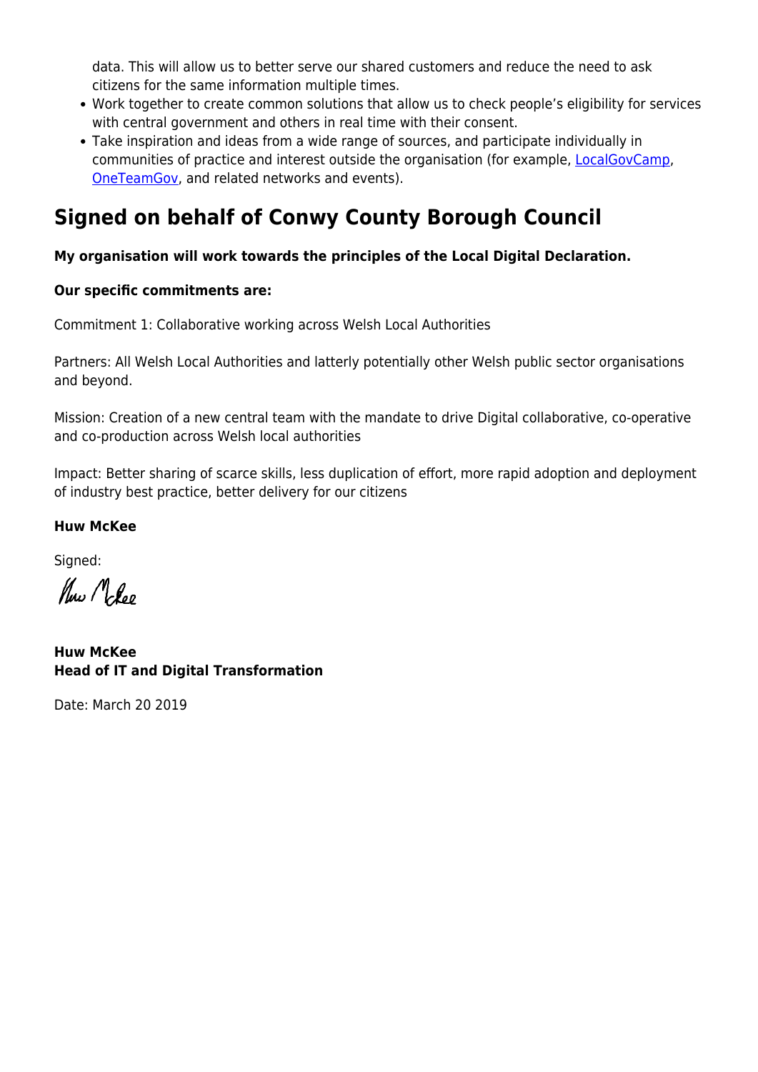data. This will allow us to better serve our shared customers and reduce the need to ask citizens for the same information multiple times.

- Work together to create common solutions that allow us to check people's eligibility for services with central government and others in real time with their consent.
- Take inspiration and ideas from a wide range of sources, and participate individually in communities of practice and interest outside the organisation (for example, [LocalGovCamp](), [OneTeamGov](), and related networks and events).

## Signed on behalf of Conwy County Borough Council

**My organisation will work towards the principles of the Local Digital Declaration.**

**Our specific commitments are:**

Commitment 1: Collaborative working across Welsh Local Authorities

Partners: All Welsh Local Authorities and latterly potentially other Welsh public sector organisations and beyond.

Mission: Creation of a new central team with the mandate to drive Digital collaborative, co-operative and co-production across Welsh local authorities

Impact: Better sharing of scarce skills, less duplication of effort, more rapid adoption and deployment of industry best practice, better delivery for our citizens

**Huw McKee**

Signed:

**Huw McKee**
**Head of IT and Digital Transformation**

Date: March 20 2019